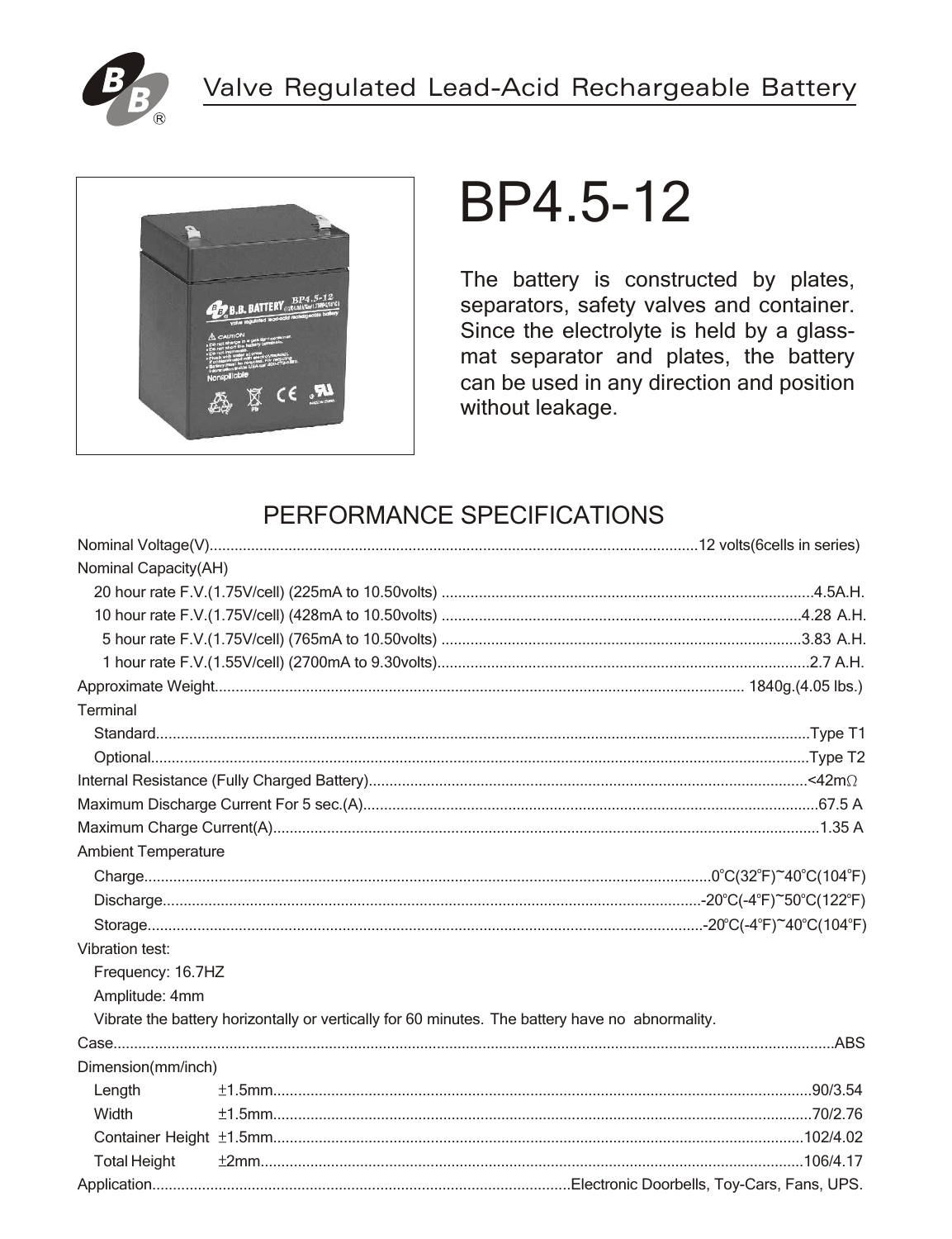Valve Regulated Lead-Acid Rechargeable Battery

# BP4.5-12

The battery is constructed by plates, separators, safety valves and container. Since the electrolyte is held by a glass-mat separator and plates, the battery can be used in any direction and position without leakage.

## PERFORMANCE SPECIFICATIONS

| Specification | Value |
|---|---|
| Nominal Voltage(V) | 12 volts(6cells in series) |
| Nominal Capacity(AH) | |
| 20 hour rate F.V.(1.75V/cell) (225mA to 10.50volts) | 4.5A.H. |
| 10 hour rate F.V.(1.75V/cell) (428mA to 10.50volts) | 4.28 A.H. |
| 5 hour rate F.V.(1.75V/cell) (765mA to 10.50volts) | 3.83 A.H. |
| 1 hour rate F.V.(1.55V/cell) (2700mA to 9.30volts) | 2.7 A.H. |
| Approximate Weight | 1840g.(4.05 lbs.) |
| Terminal | |
| Standard | Type T1 |
| Optional | Type T2 |
| Internal Resistance (Fully Charged Battery) | <42mΩ |
| Maximum Discharge Current For 5 sec.(A) | 67.5 A |
| Maximum Charge Current(A) | 1.35 A |
| Ambient Temperature | |
| Charge | 0°C(32°F)~40°C(104°F) |
| Discharge | -20°C(-4°F)~50°C(122°F) |
| Storage | -20°C(-4°F)~40°C(104°F) |

Vibration test:

Frequency: 16.7HZ

Amplitude: 4mm

Vibrate the battery horizontally or vertically for 60 minutes. The battery have no abnormality.

| Specification | Tolerance | Value |
|---|---|---|
| Case | | ABS |
| Dimension(mm/inch) | | |
| Length | ±1.5mm | 90/3.54 |
| Width | ±1.5mm | 70/2.76 |
| Container Height | ±1.5mm | 102/4.02 |
| Total Height | ±2mm | 106/4.17 |
| Application | | Electronic Doorbells, Toy-Cars, Fans, UPS. |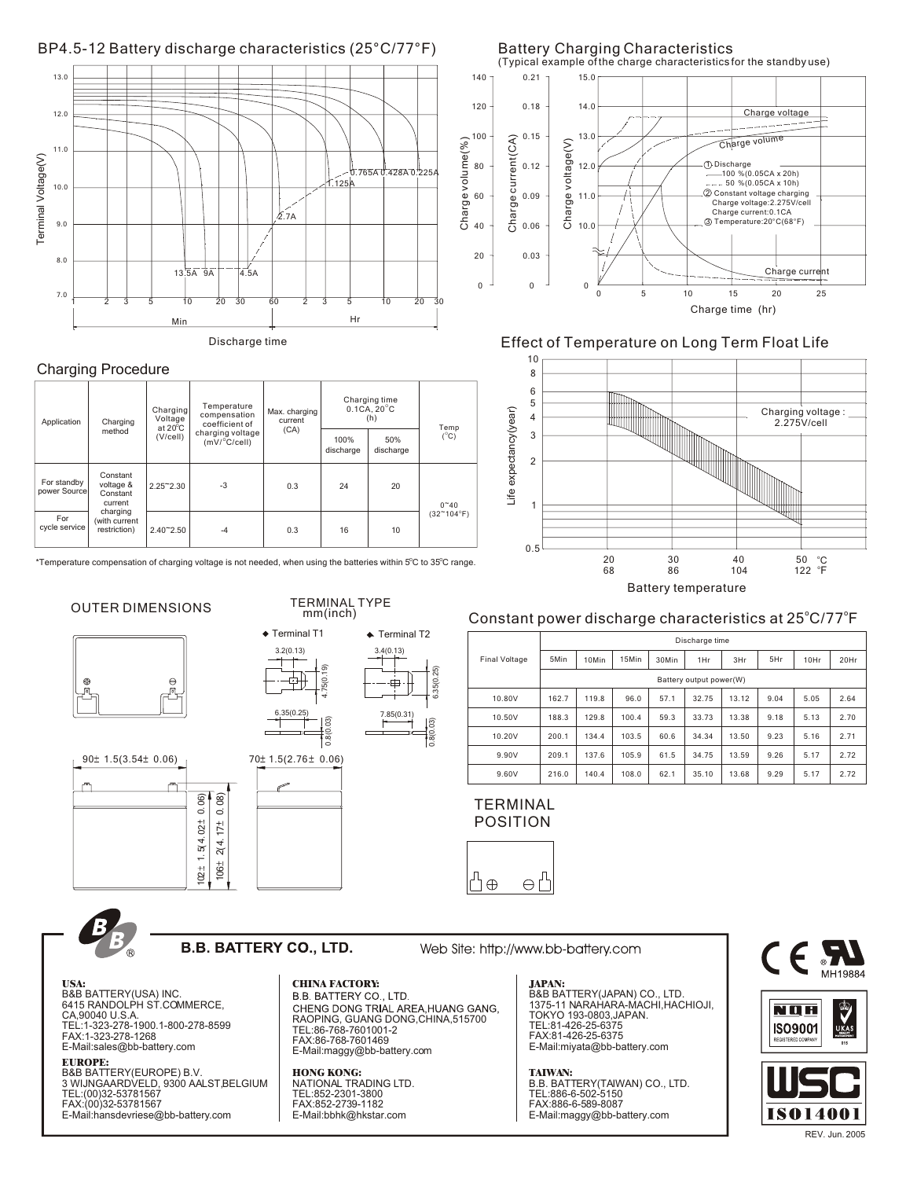## BP4.5-12 Battery discharge characteristics (25°C/77°F)

Terminal Voltage(V)

13.0
12.0
11.0
10.0
9.0
8.0
7.0

0.765A 0.428A 0.225A
1.125A
2.7A
13.5A 9A 4.5A

1 2 3 5 10 20 30 60 2 3 5 10 20 30

Min Hr

Discharge time

## Battery Charging Characteristics

(Typical example of the charge characteristics for the standby use)

Charge volume(%) Charge current(CA) Charge voltage(V)

140 0.21 15.0
120 0.18 14.0
100 0.15 13.0
80 0.12 12.0
60 0.09 11.0
40 0.06 10.0
20 0.03
0 0 0

Charge voltage
Charge volume

① Discharge
100 %(0.05CA x 20h)
50 %(0.05CA x 10h)
② Constant voltage charging
Charge voltage:2.275V/cell
Charge current:0.1CA
③ Temperature:20°C(68°F)

Charge current

0 5 10 15 20 25

Charge time (hr)

## Charging Procedure

| Application | Charging method | Charging Voltage at 20°C (V/cell) | Temperature compensation coefficient of charging voltage (mV/°C/cell) | Max. charging current (CA) | Charging time 0.1CA, 20°C (h) | | Temp (°C) |
|---|---|---|---|---|---|---|---|
| | | | | | 100% discharge | 50% discharge | |
| For standby power Source | Constant voltage & Constant current charging (with current restriction) | 2.25~2.30 | -3 | 0.3 | 24 | 20 | 0~40 (32~104°F) |
| For cycle service | | 2.40~2.50 | -4 | 0.3 | 16 | 10 | |

*Temperature compensation of charging voltage is not needed, when using the batteries within 5°C to 35°C range.

## Effect of Temperature on Long Term Float Life

Life expectancy(year)

10
8
6
5
4
3
2
1
0.5

Charging voltage : 2.275V/cell

20 30 40 50 °C
68 86 104 122 °F

Battery temperature

## OUTER DIMENSIONS

TERMINAL TYPE
mm(inch)

◆ Terminal T1
3.2(0.13)
4.75(0.19)
6.35(0.25)
0.8(0.03)

◆ Terminal T2
3.4(0.13)
6.35(0.25)
7.85(0.31)
0.8(0.03)

90± 1.5(3.54± 0.06)
70± 1.5(2.76± 0.06)
102± 1.5(4.02± 0.06)
106± 2(4.17± 0.08)

## Constant power discharge characteristics at 25°C/77°F

| Final Voltage | Discharge time | | | | | | | | |
|---|---|---|---|---|---|---|---|---|---|
| | 5Min | 10Min | 15Min | 30Min | 1Hr | 3Hr | 5Hr | 10Hr | 20Hr |
| | Battery output power(W) | | | | | | | | |
| 10.80V | 162.7 | 119.8 | 96.0 | 57.1 | 32.75 | 13.12 | 9.04 | 5.05 | 2.64 |
| 10.50V | 188.3 | 129.8 | 100.4 | 59.3 | 33.73 | 13.38 | 9.18 | 5.13 | 2.70 |
| 10.20V | 200.1 | 134.4 | 103.5 | 60.6 | 34.34 | 13.50 | 9.23 | 5.16 | 2.71 |
| 9.90V | 209.1 | 137.6 | 105.9 | 61.5 | 34.75 | 13.59 | 9.26 | 5.17 | 2.72 |
| 9.60V | 216.0 | 140.4 | 108.0 | 62.1 | 35.10 | 13.68 | 9.29 | 5.17 | 2.72 |

## TERMINAL POSITION

⊕ ⊖

---

**B.B. BATTERY CO., LTD.**  Web Site: http://www.bb-battery.com

**USA:**
B&B BATTERY(USA) INC.
6415 RANDOLPH ST.COMMERCE,
CA,90040 U.S.A.
TEL:1-323-278-1900.1-800-278-8599
FAX:1-323-278-1268
E-Mail:sales@bb-battery.com

**EUROPE:**
B&B BATTERY(EUROPE) B.V.
3 WIJNGAARDVELD, 9300 AALST,BELGIUM
TEL:(00)32-53781567
FAX:(00)32-53781567
E-Mail:hansdevriese@bb-battery.com

**CHINA FACTORY:**
B.B. BATTERY CO., LTD.
CHENG DONG TRIAL AREA,HUANG GANG,
RAOPING, GUANG DONG,CHINA,515700
TEL:86-768-7601001-2
FAX:86-768-7601469
E-Mail:maggy@bb-battery.com

**HONG KONG:**
NATIONAL TRADING LTD.
TEL:852-2301-3800
FAX:852-2739-1182
E-Mail:bbhk@hkstar.com

**JAPAN:**
B&B BATTERY(JAPAN) CO., LTD.
1375-11 NARAHARA-MACHI,HACHIOJI,
TOKYO 193-0803,JAPAN.
TEL:81-426-25-6375
FAX:81-426-25-6375
E-Mail:miyata@bb-battery.com

**TAIWAN:**
B.B. BATTERY(TAIWAN) CO., LTD.
TEL:886-6-502-5150
FAX:886-6-589-8087
E-Mail:maggy@bb-battery.com

MH19884
ISO9001
ISO14001

REV. Jun. 2005